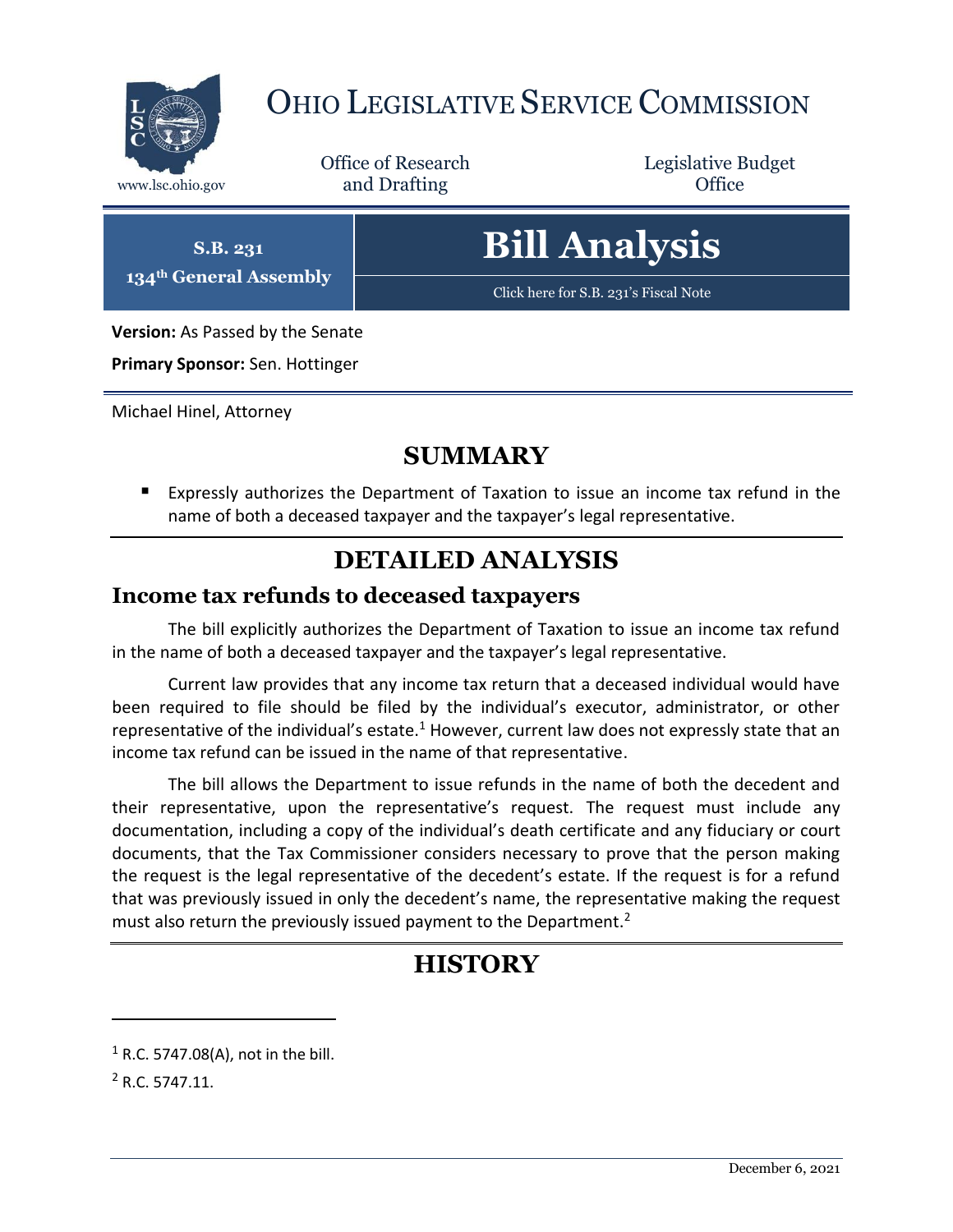# OHIO LEGISLATIVE SERVICE COMMISSION

www.lsc.ohio.gov

Office of Research and Drafting

Legislative Budget Office

**S.B. 231**
**134th General Assembly**

# Bill Analysis

Click here for S.B. 231's Fiscal Note

**Version:** As Passed by the Senate

**Primary Sponsor:** Sen. Hottinger

Michael Hinel, Attorney

## SUMMARY

- Expressly authorizes the Department of Taxation to issue an income tax refund in the name of both a deceased taxpayer and the taxpayer's legal representative.

## DETAILED ANALYSIS

### Income tax refunds to deceased taxpayers

The bill explicitly authorizes the Department of Taxation to issue an income tax refund in the name of both a deceased taxpayer and the taxpayer's legal representative.

Current law provides that any income tax return that a deceased individual would have been required to file should be filed by the individual's executor, administrator, or other representative of the individual's estate.[1] However, current law does not expressly state that an income tax refund can be issued in the name of that representative.

The bill allows the Department to issue refunds in the name of both the decedent and their representative, upon the representative's request. The request must include any documentation, including a copy of the individual's death certificate and any fiduciary or court documents, that the Tax Commissioner considers necessary to prove that the person making the request is the legal representative of the decedent's estate. If the request is for a refund that was previously issued in only the decedent's name, the representative making the request must also return the previously issued payment to the Department.[2]

## HISTORY

[1] R.C. 5747.08(A), not in the bill.

[2] R.C. 5747.11.

December 6, 2021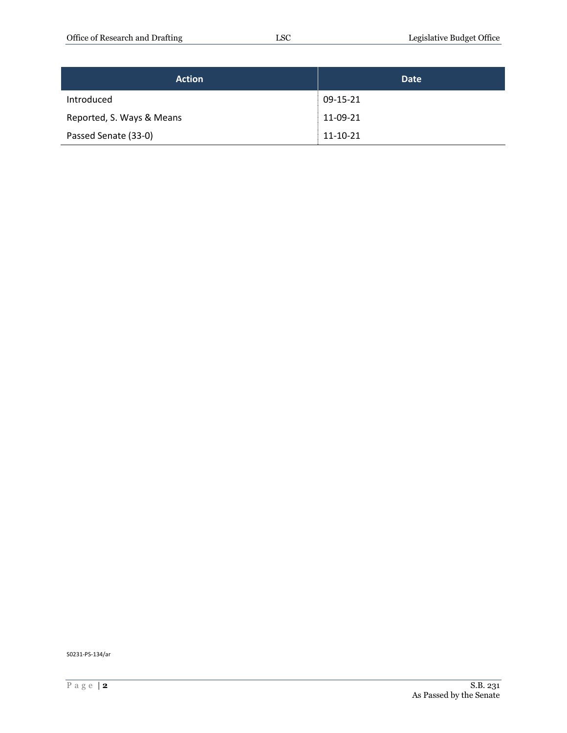| Action | Date |
| --- | --- |
| Introduced | 09-15-21 |
| Reported, S. Ways & Means | 11-09-21 |
| Passed Senate (33-0) | 11-10-21 |

S0231-PS-134/ar